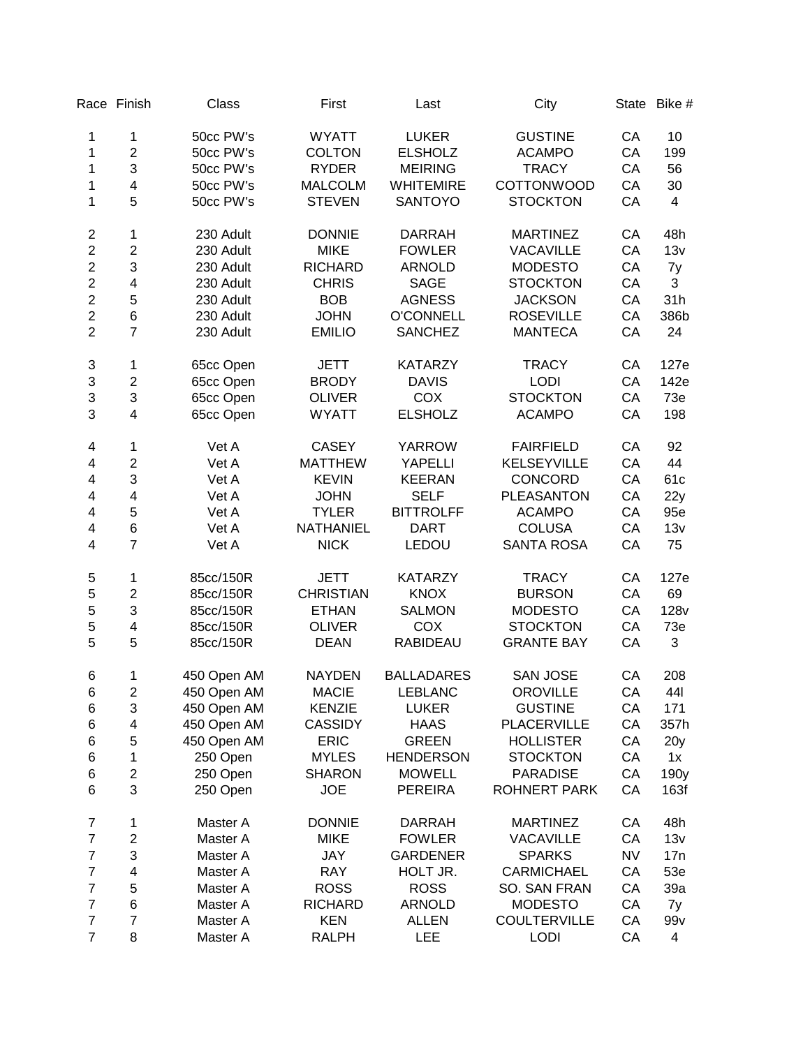| Race | Finish | Class | First | Last | City | State | Bike # |
|---|---|---|---|---|---|---|---|
| 1 | 1 | 50cc PW's | WYATT | LUKER | GUSTINE | CA | 10 |
| 1 | 2 | 50cc PW's | COLTON | ELSHOLZ | ACAMPO | CA | 199 |
| 1 | 3 | 50cc PW's | RYDER | MEIRING | TRACY | CA | 56 |
| 1 | 4 | 50cc PW's | MALCOLM | WHITEMIRE | COTTONWOOD | CA | 30 |
| 1 | 5 | 50cc PW's | STEVEN | SANTOYO | STOCKTON | CA | 4 |
| 2 | 1 | 230 Adult | DONNIE | DARRAH | MARTINEZ | CA | 48h |
| 2 | 2 | 230 Adult | MIKE | FOWLER | VACAVILLE | CA | 13v |
| 2 | 3 | 230 Adult | RICHARD | ARNOLD | MODESTO | CA | 7y |
| 2 | 4 | 230 Adult | CHRIS | SAGE | STOCKTON | CA | 3 |
| 2 | 5 | 230 Adult | BOB | AGNESS | JACKSON | CA | 31h |
| 2 | 6 | 230 Adult | JOHN | O'CONNELL | ROSEVILLE | CA | 386b |
| 2 | 7 | 230 Adult | EMILIO | SANCHEZ | MANTECA | CA | 24 |
| 3 | 1 | 65cc Open | JETT | KATARZY | TRACY | CA | 127e |
| 3 | 2 | 65cc Open | BRODY | DAVIS | LODI | CA | 142e |
| 3 | 3 | 65cc Open | OLIVER | COX | STOCKTON | CA | 73e |
| 3 | 4 | 65cc Open | WYATT | ELSHOLZ | ACAMPO | CA | 198 |
| 4 | 1 | Vet A | CASEY | YARROW | FAIRFIELD | CA | 92 |
| 4 | 2 | Vet A | MATTHEW | YAPELLI | KELSEYVILLE | CA | 44 |
| 4 | 3 | Vet A | KEVIN | KEERAN | CONCORD | CA | 61c |
| 4 | 4 | Vet A | JOHN | SELF | PLEASANTON | CA | 22y |
| 4 | 5 | Vet A | TYLER | BITTROLFF | ACAMPO | CA | 95e |
| 4 | 6 | Vet A | NATHANIEL | DART | COLUSA | CA | 13v |
| 4 | 7 | Vet A | NICK | LEDOU | SANTA ROSA | CA | 75 |
| 5 | 1 | 85cc/150R | JETT | KATARZY | TRACY | CA | 127e |
| 5 | 2 | 85cc/150R | CHRISTIAN | KNOX | BURSON | CA | 69 |
| 5 | 3 | 85cc/150R | ETHAN | SALMON | MODESTO | CA | 128v |
| 5 | 4 | 85cc/150R | OLIVER | COX | STOCKTON | CA | 73e |
| 5 | 5 | 85cc/150R | DEAN | RABIDEAU | GRANTE BAY | CA | 3 |
| 6 | 1 | 450 Open AM | NAYDEN | BALLADARES | SAN JOSE | CA | 208 |
| 6 | 2 | 450 Open AM | MACIE | LEBLANC | OROVILLE | CA | 44l |
| 6 | 3 | 450 Open AM | KENZIE | LUKER | GUSTINE | CA | 171 |
| 6 | 4 | 450 Open AM | CASSIDY | HAAS | PLACERVILLE | CA | 357h |
| 6 | 5 | 450 Open AM | ERIC | GREEN | HOLLISTER | CA | 20y |
| 6 | 1 | 250 Open | MYLES | HENDERSON | STOCKTON | CA | 1x |
| 6 | 2 | 250 Open | SHARON | MOWELL | PARADISE | CA | 190y |
| 6 | 3 | 250 Open | JOE | PEREIRA | ROHNERT PARK | CA | 163f |
| 7 | 1 | Master A | DONNIE | DARRAH | MARTINEZ | CA | 48h |
| 7 | 2 | Master A | MIKE | FOWLER | VACAVILLE | CA | 13v |
| 7 | 3 | Master A | JAY | GARDENER | SPARKS | NV | 17n |
| 7 | 4 | Master A | RAY | HOLT JR. | CARMICHAEL | CA | 53e |
| 7 | 5 | Master A | ROSS | ROSS | SO. SAN FRAN | CA | 39a |
| 7 | 6 | Master A | RICHARD | ARNOLD | MODESTO | CA | 7y |
| 7 | 7 | Master A | KEN | ALLEN | COULTERVILLE | CA | 99v |
| 7 | 8 | Master A | RALPH | LEE | LODI | CA | 4 |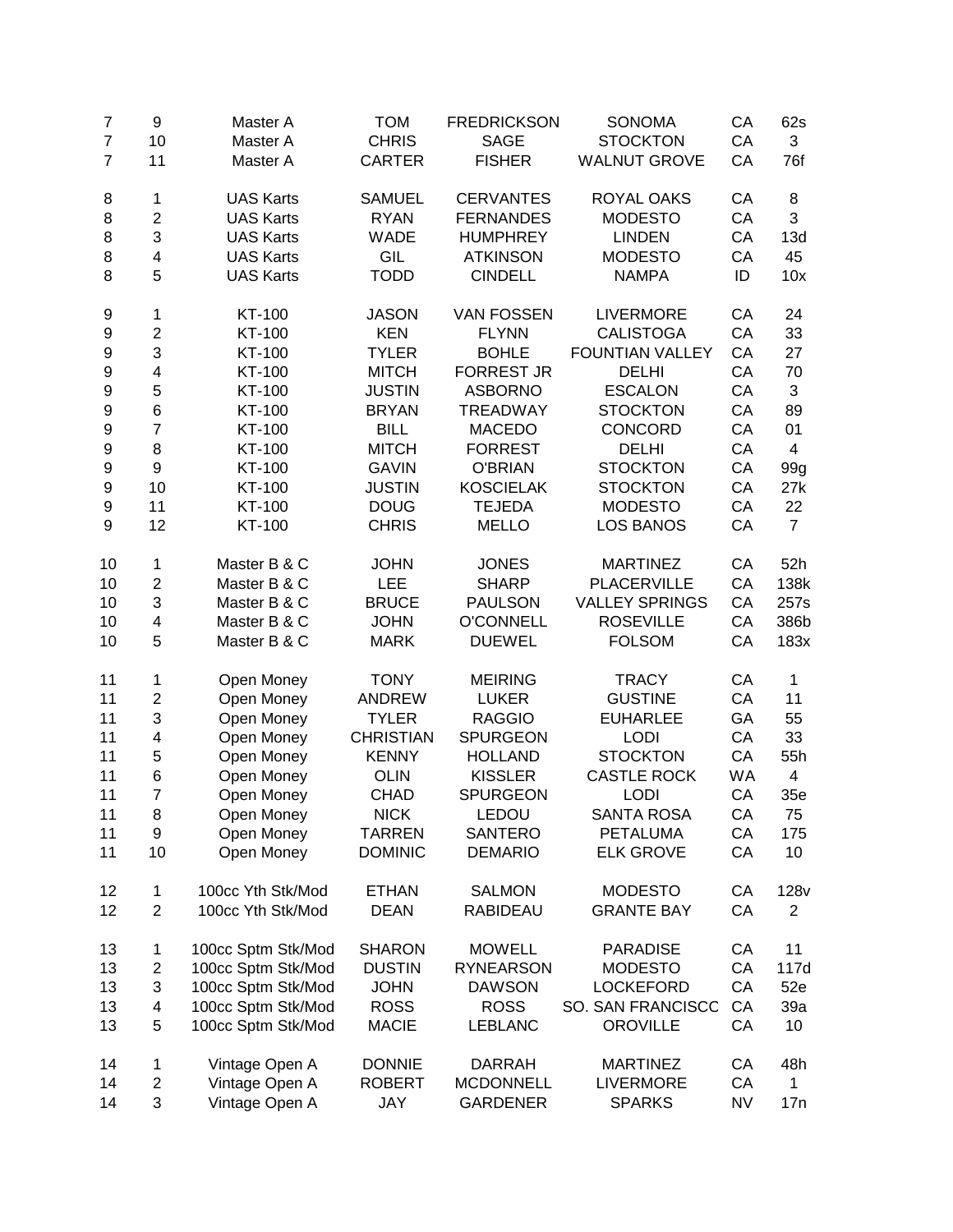| | | | | | | | |
|---|---|---|---|---|---|---|---|
| 7 | 9 | Master A | TOM | FREDRICKSON | SONOMA | CA | 62s |
| 7 | 10 | Master A | CHRIS | SAGE | STOCKTON | CA | 3 |
| 7 | 11 | Master A | CARTER | FISHER | WALNUT GROVE | CA | 76f |
| | | | | | | | |
| 8 | 1 | UAS Karts | SAMUEL | CERVANTES | ROYAL OAKS | CA | 8 |
| 8 | 2 | UAS Karts | RYAN | FERNANDES | MODESTO | CA | 3 |
| 8 | 3 | UAS Karts | WADE | HUMPHREY | LINDEN | CA | 13d |
| 8 | 4 | UAS Karts | GIL | ATKINSON | MODESTO | CA | 45 |
| 8 | 5 | UAS Karts | TODD | CINDELL | NAMPA | ID | 10x |
| | | | | | | | |
| 9 | 1 | KT-100 | JASON | VAN FOSSEN | LIVERMORE | CA | 24 |
| 9 | 2 | KT-100 | KEN | FLYNN | CALISTOGA | CA | 33 |
| 9 | 3 | KT-100 | TYLER | BOHLE | FOUNTIAN VALLEY | CA | 27 |
| 9 | 4 | KT-100 | MITCH | FORREST JR | DELHI | CA | 70 |
| 9 | 5 | KT-100 | JUSTIN | ASBORNO | ESCALON | CA | 3 |
| 9 | 6 | KT-100 | BRYAN | TREADWAY | STOCKTON | CA | 89 |
| 9 | 7 | KT-100 | BILL | MACEDO | CONCORD | CA | 01 |
| 9 | 8 | KT-100 | MITCH | FORREST | DELHI | CA | 4 |
| 9 | 9 | KT-100 | GAVIN | O'BRIAN | STOCKTON | CA | 99g |
| 9 | 10 | KT-100 | JUSTIN | KOSCIELAK | STOCKTON | CA | 27k |
| 9 | 11 | KT-100 | DOUG | TEJEDA | MODESTO | CA | 22 |
| 9 | 12 | KT-100 | CHRIS | MELLO | LOS BANOS | CA | 7 |
| | | | | | | | |
| 10 | 1 | Master B & C | JOHN | JONES | MARTINEZ | CA | 52h |
| 10 | 2 | Master B & C | LEE | SHARP | PLACERVILLE | CA | 138k |
| 10 | 3 | Master B & C | BRUCE | PAULSON | VALLEY SPRINGS | CA | 257s |
| 10 | 4 | Master B & C | JOHN | O'CONNELL | ROSEVILLE | CA | 386b |
| 10 | 5 | Master B & C | MARK | DUEWEL | FOLSOM | CA | 183x |
| | | | | | | | |
| 11 | 1 | Open Money | TONY | MEIRING | TRACY | CA | 1 |
| 11 | 2 | Open Money | ANDREW | LUKER | GUSTINE | CA | 11 |
| 11 | 3 | Open Money | TYLER | RAGGIO | EUHARLEE | GA | 55 |
| 11 | 4 | Open Money | CHRISTIAN | SPURGEON | LODI | CA | 33 |
| 11 | 5 | Open Money | KENNY | HOLLAND | STOCKTON | CA | 55h |
| 11 | 6 | Open Money | OLIN | KISSLER | CASTLE ROCK | WA | 4 |
| 11 | 7 | Open Money | CHAD | SPURGEON | LODI | CA | 35e |
| 11 | 8 | Open Money | NICK | LEDOU | SANTA ROSA | CA | 75 |
| 11 | 9 | Open Money | TARREN | SANTERO | PETALUMA | CA | 175 |
| 11 | 10 | Open Money | DOMINIC | DEMARIO | ELK GROVE | CA | 10 |
| | | | | | | | |
| 12 | 1 | 100cc Yth Stk/Mod | ETHAN | SALMON | MODESTO | CA | 128v |
| 12 | 2 | 100cc Yth Stk/Mod | DEAN | RABIDEAU | GRANTE BAY | CA | 2 |
| | | | | | | | |
| 13 | 1 | 100cc Sptm Stk/Mod | SHARON | MOWELL | PARADISE | CA | 11 |
| 13 | 2 | 100cc Sptm Stk/Mod | DUSTIN | RYNEARSON | MODESTO | CA | 117d |
| 13 | 3 | 100cc Sptm Stk/Mod | JOHN | DAWSON | LOCKEFORD | CA | 52e |
| 13 | 4 | 100cc Sptm Stk/Mod | ROSS | ROSS | SO. SAN FRANCISCC | CA | 39a |
| 13 | 5 | 100cc Sptm Stk/Mod | MACIE | LEBLANC | OROVILLE | CA | 10 |
| | | | | | | | |
| 14 | 1 | Vintage Open A | DONNIE | DARRAH | MARTINEZ | CA | 48h |
| 14 | 2 | Vintage Open A | ROBERT | MCDONNELL | LIVERMORE | CA | 1 |
| 14 | 3 | Vintage Open A | JAY | GARDENER | SPARKS | NV | 17n |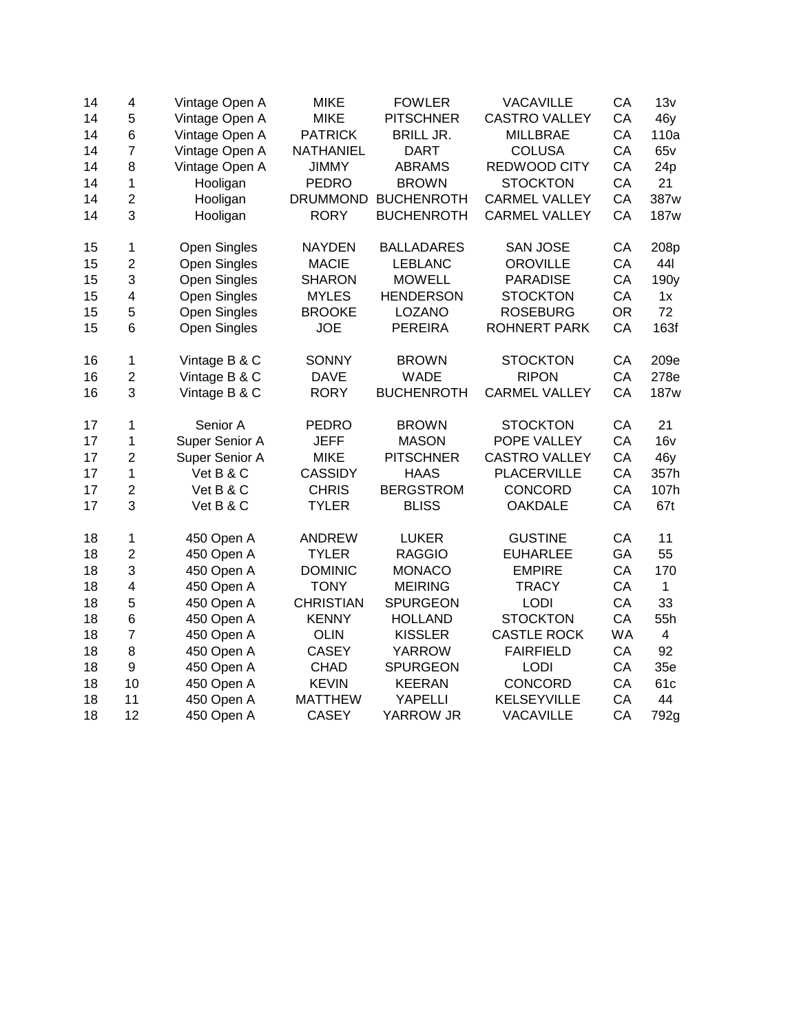| | | | | | | | |
|---|---|---|---|---|---|---|---|
| 14 | 4 | Vintage Open A | MIKE | FOWLER | VACAVILLE | CA | 13v |
| 14 | 5 | Vintage Open A | MIKE | PITSCHNER | CASTRO VALLEY | CA | 46y |
| 14 | 6 | Vintage Open A | PATRICK | BRILL JR. | MILLBRAE | CA | 110a |
| 14 | 7 | Vintage Open A | NATHANIEL | DART | COLUSA | CA | 65v |
| 14 | 8 | Vintage Open A | JIMMY | ABRAMS | REDWOOD CITY | CA | 24p |
| 14 | 1 | Hooligan | PEDRO | BROWN | STOCKTON | CA | 21 |
| 14 | 2 | Hooligan | DRUMMOND | BUCHENROTH | CARMEL VALLEY | CA | 387w |
| 14 | 3 | Hooligan | RORY | BUCHENROTH | CARMEL VALLEY | CA | 187w |
| | | | | | | | |
| 15 | 1 | Open Singles | NAYDEN | BALLADARES | SAN JOSE | CA | 208p |
| 15 | 2 | Open Singles | MACIE | LEBLANC | OROVILLE | CA | 44l |
| 15 | 3 | Open Singles | SHARON | MOWELL | PARADISE | CA | 190y |
| 15 | 4 | Open Singles | MYLES | HENDERSON | STOCKTON | CA | 1x |
| 15 | 5 | Open Singles | BROOKE | LOZANO | ROSEBURG | OR | 72 |
| 15 | 6 | Open Singles | JOE | PEREIRA | ROHNERT PARK | CA | 163f |
| | | | | | | | |
| 16 | 1 | Vintage B & C | SONNY | BROWN | STOCKTON | CA | 209e |
| 16 | 2 | Vintage B & C | DAVE | WADE | RIPON | CA | 278e |
| 16 | 3 | Vintage B & C | RORY | BUCHENROTH | CARMEL VALLEY | CA | 187w |
| | | | | | | | |
| 17 | 1 | Senior A | PEDRO | BROWN | STOCKTON | CA | 21 |
| 17 | 1 | Super Senior A | JEFF | MASON | POPE VALLEY | CA | 16v |
| 17 | 2 | Super Senior A | MIKE | PITSCHNER | CASTRO VALLEY | CA | 46y |
| 17 | 1 | Vet B & C | CASSIDY | HAAS | PLACERVILLE | CA | 357h |
| 17 | 2 | Vet B & C | CHRIS | BERGSTROM | CONCORD | CA | 107h |
| 17 | 3 | Vet B & C | TYLER | BLISS | OAKDALE | CA | 67t |
| | | | | | | | |
| 18 | 1 | 450 Open A | ANDREW | LUKER | GUSTINE | CA | 11 |
| 18 | 2 | 450 Open A | TYLER | RAGGIO | EUHARLEE | GA | 55 |
| 18 | 3 | 450 Open A | DOMINIC | MONACO | EMPIRE | CA | 170 |
| 18 | 4 | 450 Open A | TONY | MEIRING | TRACY | CA | 1 |
| 18 | 5 | 450 Open A | CHRISTIAN | SPURGEON | LODI | CA | 33 |
| 18 | 6 | 450 Open A | KENNY | HOLLAND | STOCKTON | CA | 55h |
| 18 | 7 | 450 Open A | OLIN | KISSLER | CASTLE ROCK | WA | 4 |
| 18 | 8 | 450 Open A | CASEY | YARROW | FAIRFIELD | CA | 92 |
| 18 | 9 | 450 Open A | CHAD | SPURGEON | LODI | CA | 35e |
| 18 | 10 | 450 Open A | KEVIN | KEERAN | CONCORD | CA | 61c |
| 18 | 11 | 450 Open A | MATTHEW | YAPELLI | KELSEYVILLE | CA | 44 |
| 18 | 12 | 450 Open A | CASEY | YARROW JR | VACAVILLE | CA | 792g |